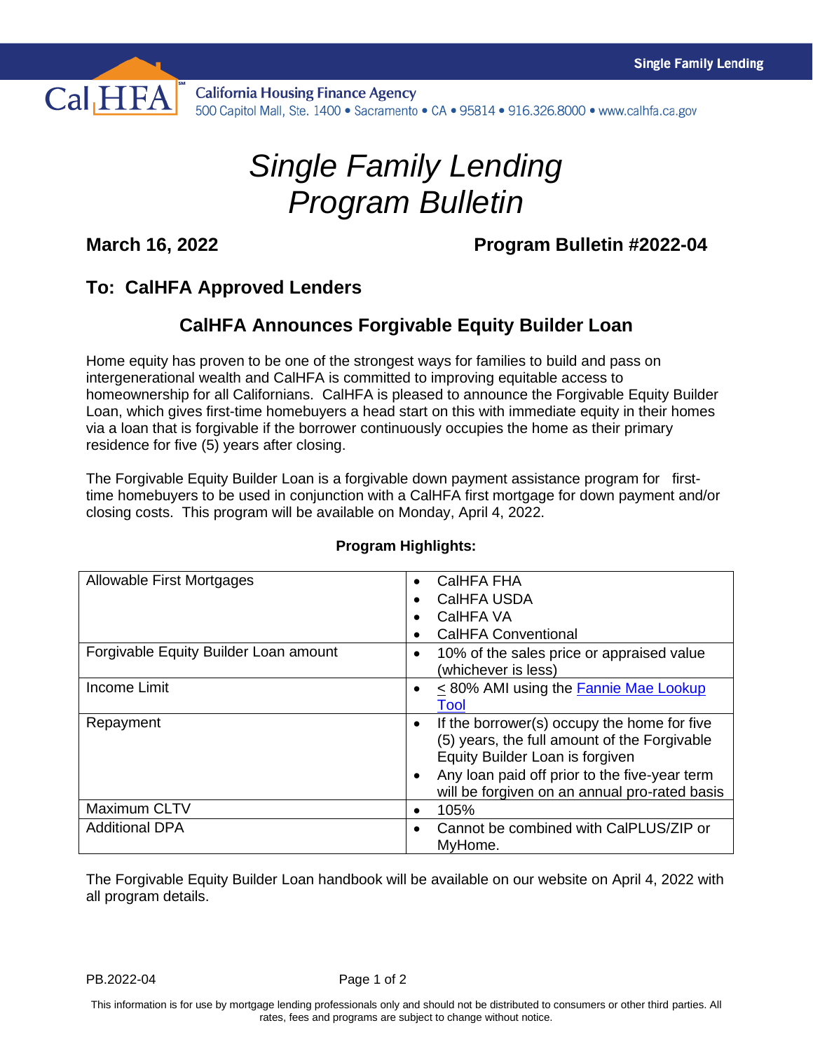Single Family Lending

California Housing Finance Agency
500 Capitol Mall, Ste. 1400 • Sacramento • CA • 95814 • 916.326.8000 • www.calhfa.ca.gov

# *Single Family Lending Program Bulletin*

**March 16, 2022** **Program Bulletin #2022-04**

## To: CalHFA Approved Lenders

## CalHFA Announces Forgivable Equity Builder Loan

Home equity has proven to be one of the strongest ways for families to build and pass on intergenerational wealth and CalHFA is committed to improving equitable access to homeownership for all Californians. CalHFA is pleased to announce the Forgivable Equity Builder Loan, which gives first-time homebuyers a head start on this with immediate equity in their homes via a loan that is forgivable if the borrower continuously occupies the home as their primary residence for five (5) years after closing.

The Forgivable Equity Builder Loan is a forgivable down payment assistance program for first-time homebuyers to be used in conjunction with a CalHFA first mortgage for down payment and/or closing costs. This program will be available on Monday, April 4, 2022.

**Program Highlights:**

| | |
|---|---|
| Allowable First Mortgages | • CalHFA FHA<br>• CalHFA USDA<br>• CalHFA VA<br>• CalHFA Conventional |
| Forgivable Equity Builder Loan amount | • 10% of the sales price or appraised value (whichever is less) |
| Income Limit | • ≤ 80% AMI using the [Fannie Mae Lookup Tool] |
| Repayment | • If the borrower(s) occupy the home for five (5) years, the full amount of the Forgivable Equity Builder Loan is forgiven<br>• Any loan paid off prior to the five-year term will be forgiven on an annual pro-rated basis |
| Maximum CLTV | • 105% |
| Additional DPA | • Cannot be combined with CalPLUS/ZIP or MyHome. |

The Forgivable Equity Builder Loan handbook will be available on our website on April 4, 2022 with all program details.

PB.2022-04

This information is for use by mortgage lending professionals only and should not be distributed to consumers or other third parties. All rates, fees and programs are subject to change without notice.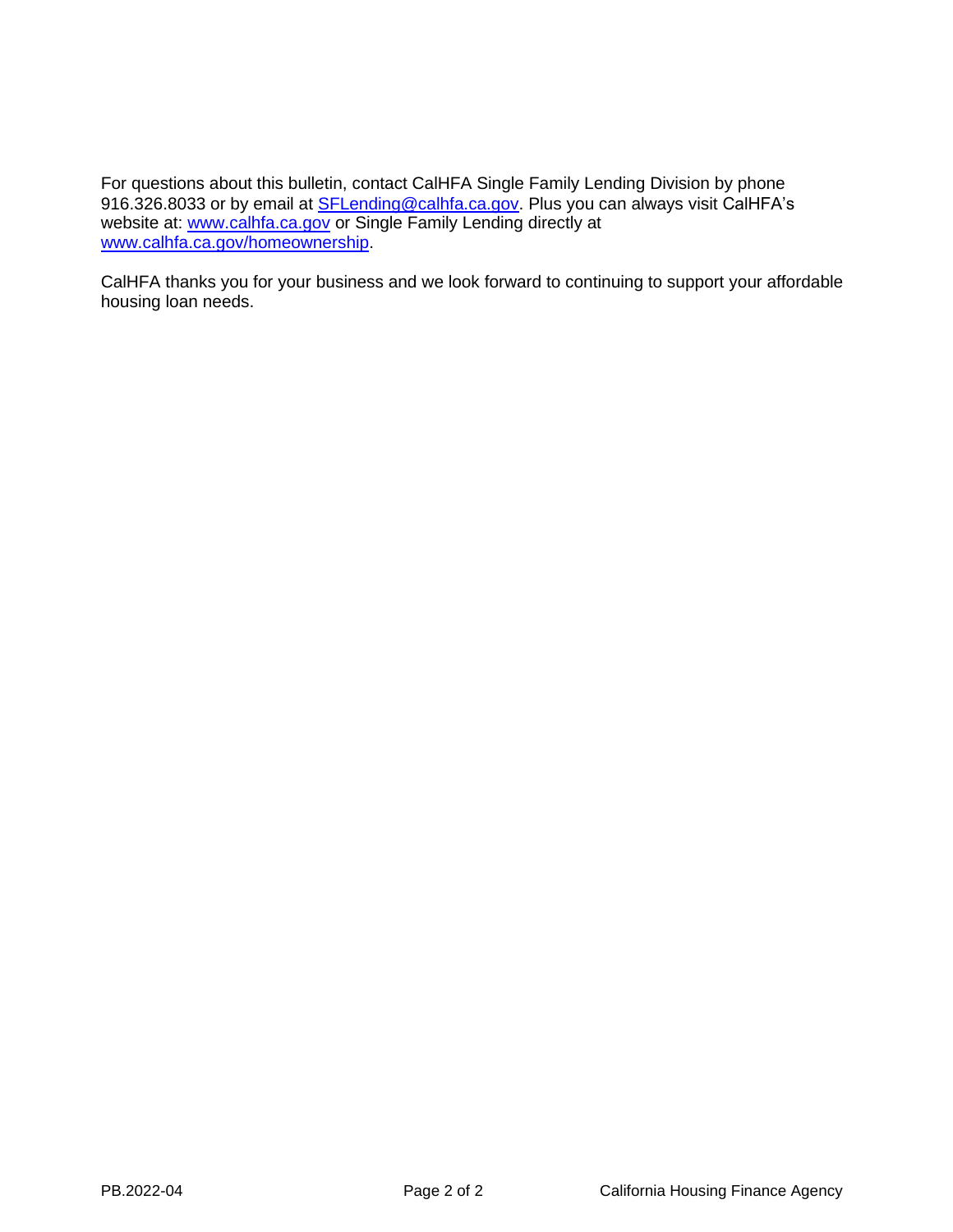For questions about this bulletin, contact CalHFA Single Family Lending Division by phone 916.326.8033 or by email at [SFLending@calhfa.ca.gov](mailto:SFLending@calhfa.ca.gov). Plus you can always visit CalHFA's website at: [www.calhfa.ca.gov](http://www.calhfa.ca.gov) or Single Family Lending directly at [www.calhfa.ca.gov/homeownership](http://www.calhfa.ca.gov/homeownership).

CalHFA thanks you for your business and we look forward to continuing to support your affordable housing loan needs.